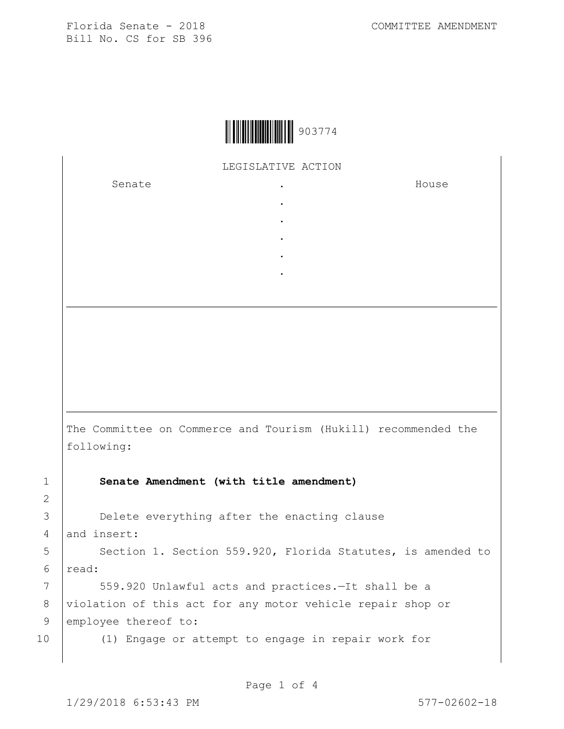Florida Senate - 2018
Bill No. CS for SB 396

COMMITTEE AMENDMENT

903774

LEGISLATIVE ACTION

| Senate | . | House |
|---|---|---|
| | . | |
| | . | |
| | . | |
| | . | |
| | . | |

The Committee on Commerce and Tourism (Hukill) recommended the following:

**Senate Amendment (with title amendment)**

Delete everything after the enacting clause and insert:

Section 1. Section 559.920, Florida Statutes, is amended to read:

559.920 Unlawful acts and practices.—It shall be a violation of this act for any motor vehicle repair shop or employee thereof to:

(1) Engage or attempt to engage in repair work for

1/29/2018 6:53:43 PM 577-02602-18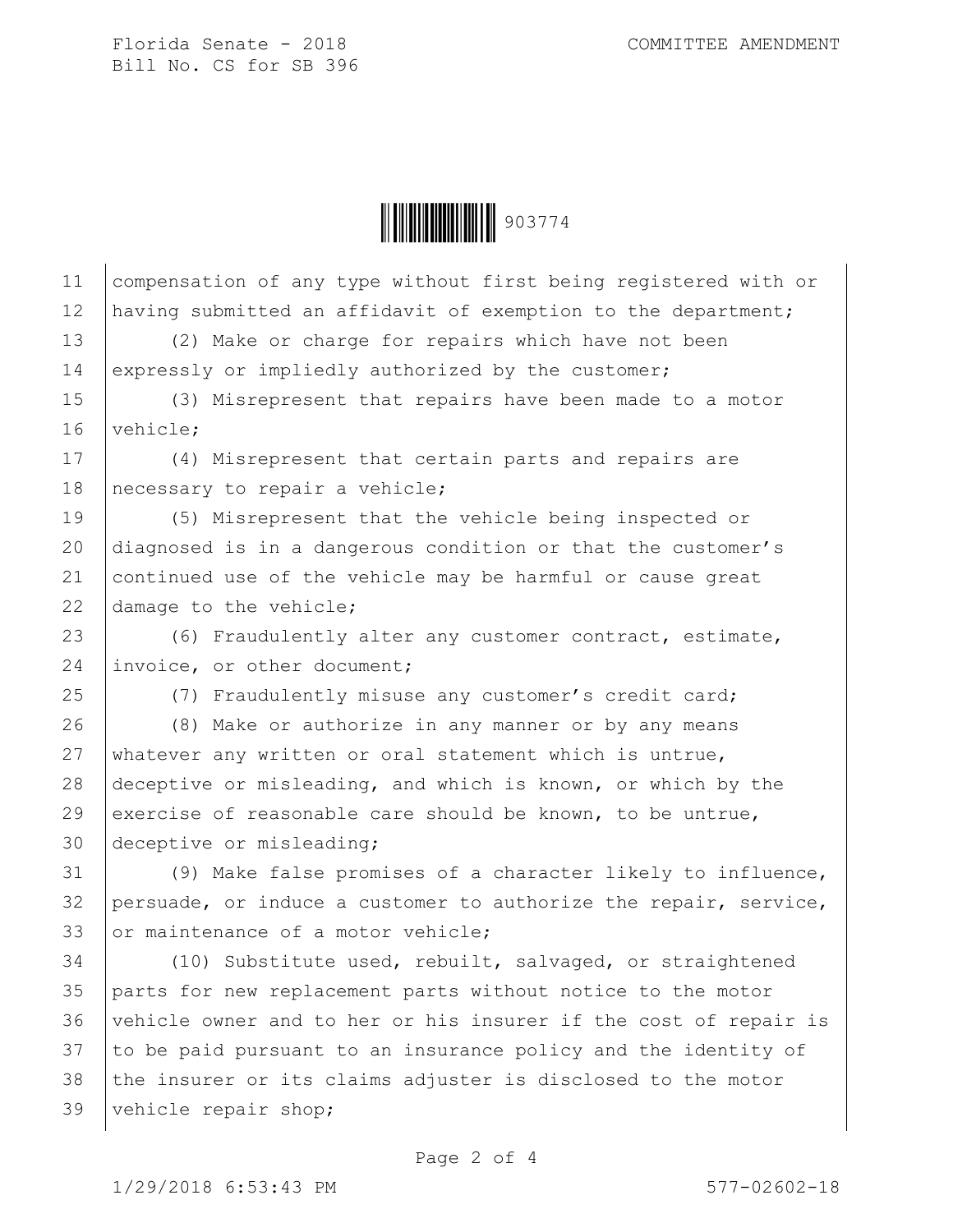compensation of any type without first being registered with or having submitted an affidavit of exemption to the department;

(2) Make or charge for repairs which have not been expressly or impliedly authorized by the customer;

(3) Misrepresent that repairs have been made to a motor vehicle;

(4) Misrepresent that certain parts and repairs are necessary to repair a vehicle;

(5) Misrepresent that the vehicle being inspected or diagnosed is in a dangerous condition or that the customer's continued use of the vehicle may be harmful or cause great damage to the vehicle;

(6) Fraudulently alter any customer contract, estimate, invoice, or other document;

(7) Fraudulently misuse any customer's credit card;

(8) Make or authorize in any manner or by any means whatever any written or oral statement which is untrue, deceptive or misleading, and which is known, or which by the exercise of reasonable care should be known, to be untrue, deceptive or misleading;

(9) Make false promises of a character likely to influence, persuade, or induce a customer to authorize the repair, service, or maintenance of a motor vehicle;

(10) Substitute used, rebuilt, salvaged, or straightened parts for new replacement parts without notice to the motor vehicle owner and to her or his insurer if the cost of repair is to be paid pursuant to an insurance policy and the identity of the insurer or its claims adjuster is disclosed to the motor vehicle repair shop;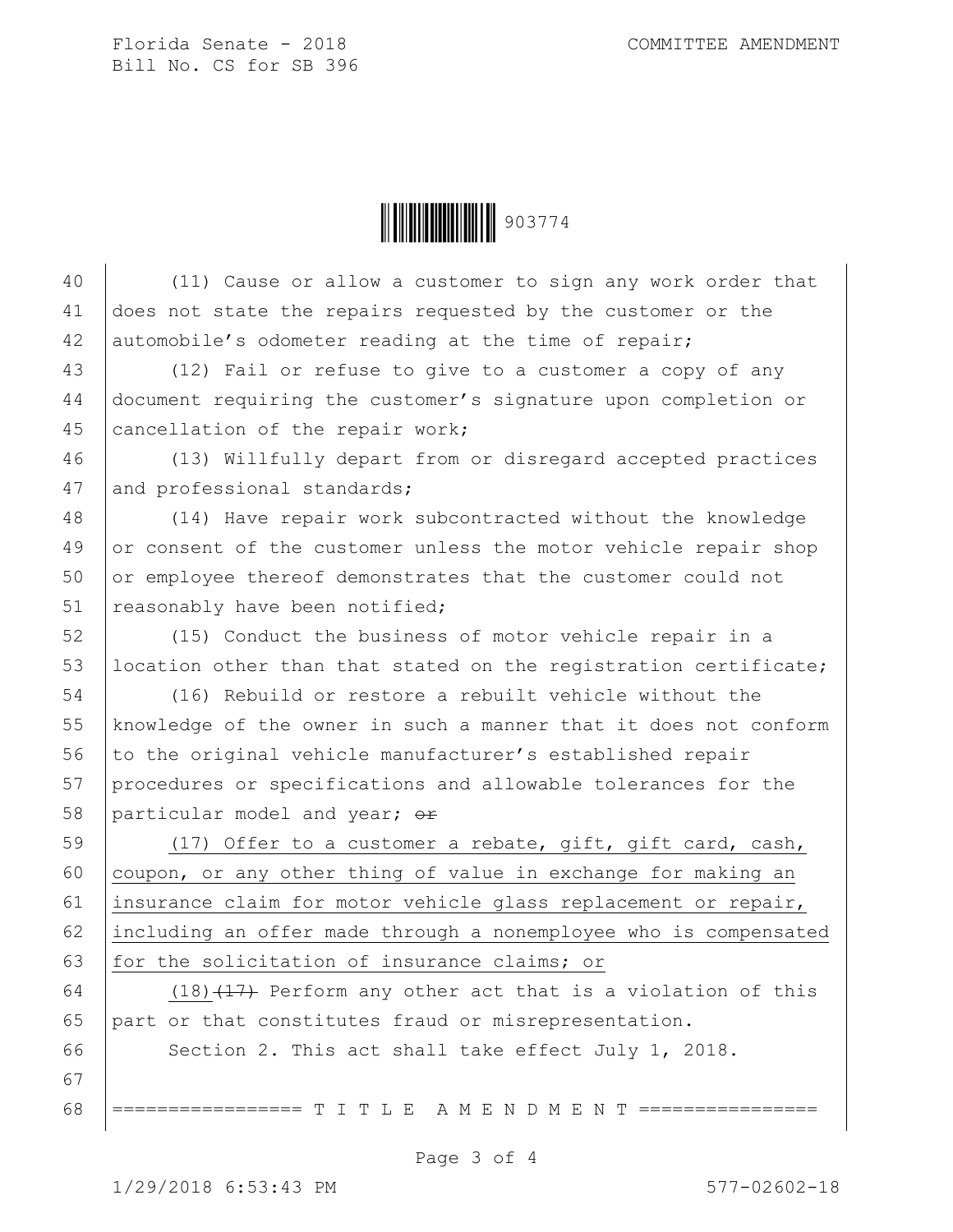(11) Cause or allow a customer to sign any work order that does not state the repairs requested by the customer or the automobile's odometer reading at the time of repair;

(12) Fail or refuse to give to a customer a copy of any document requiring the customer's signature upon completion or cancellation of the repair work;

(13) Willfully depart from or disregard accepted practices and professional standards;

(14) Have repair work subcontracted without the knowledge or consent of the customer unless the motor vehicle repair shop or employee thereof demonstrates that the customer could not reasonably have been notified;

(15) Conduct the business of motor vehicle repair in a location other than that stated on the registration certificate;

(16) Rebuild or restore a rebuilt vehicle without the knowledge of the owner in such a manner that it does not conform to the original vehicle manufacturer's established repair procedures or specifications and allowable tolerances for the particular model and year; ~~or~~

<u>(17) Offer to a customer a rebate, gift, gift card, cash, coupon, or any other thing of value in exchange for making an insurance claim for motor vehicle glass replacement or repair, including an offer made through a nonemployee who is compensated for the solicitation of insurance claims; or</u>

<u>(18)</u>~~(17)~~ Perform any other act that is a violation of this part or that constitutes fraud or misrepresentation.

Section 2. This act shall take effect July 1, 2018.

================= T I T L E A M E N D M E N T ================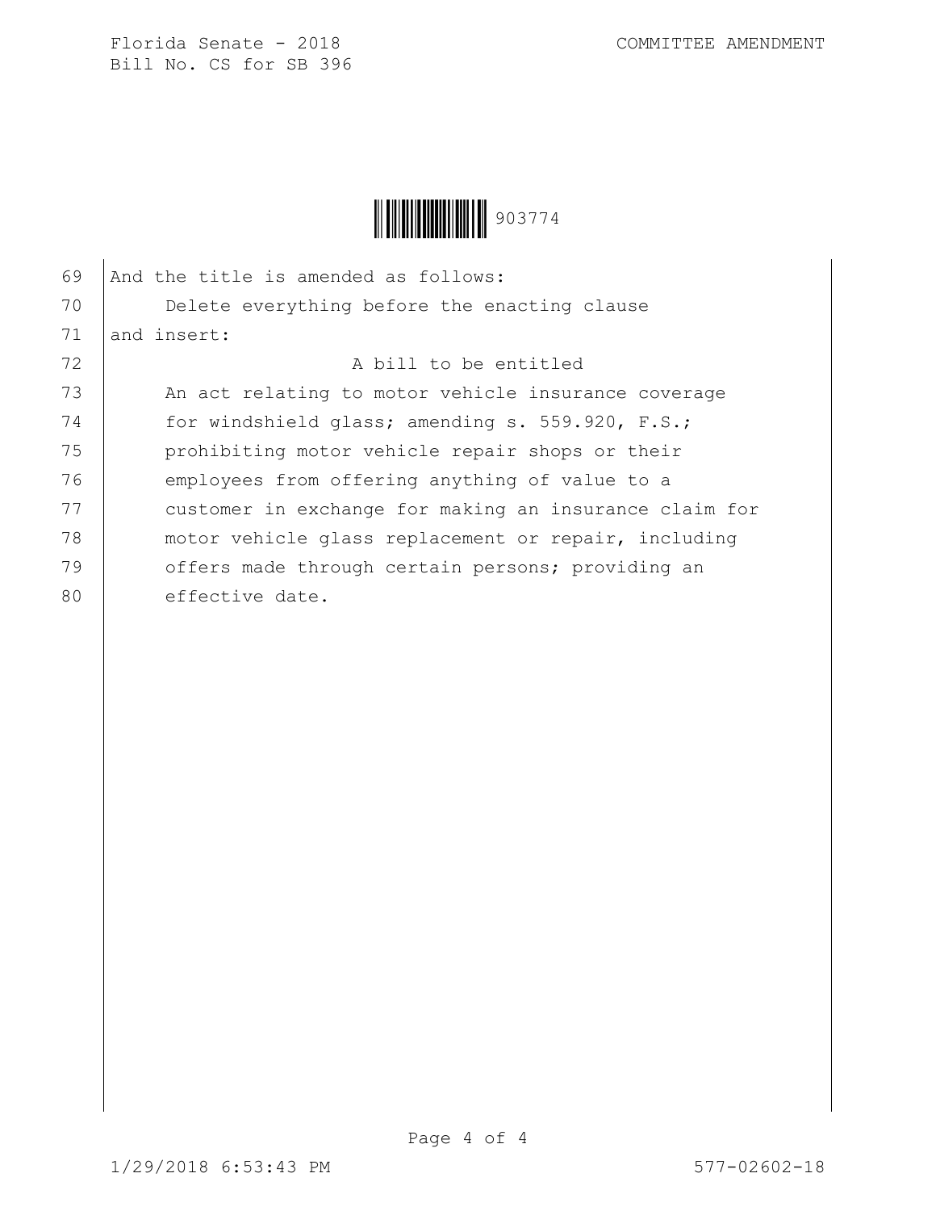And the title is amended as follows:

Delete everything before the enacting clause

and insert:

A bill to be entitled

An act relating to motor vehicle insurance coverage for windshield glass; amending s. 559.920, F.S.; prohibiting motor vehicle repair shops or their employees from offering anything of value to a customer in exchange for making an insurance claim for motor vehicle glass replacement or repair, including offers made through certain persons; providing an effective date.